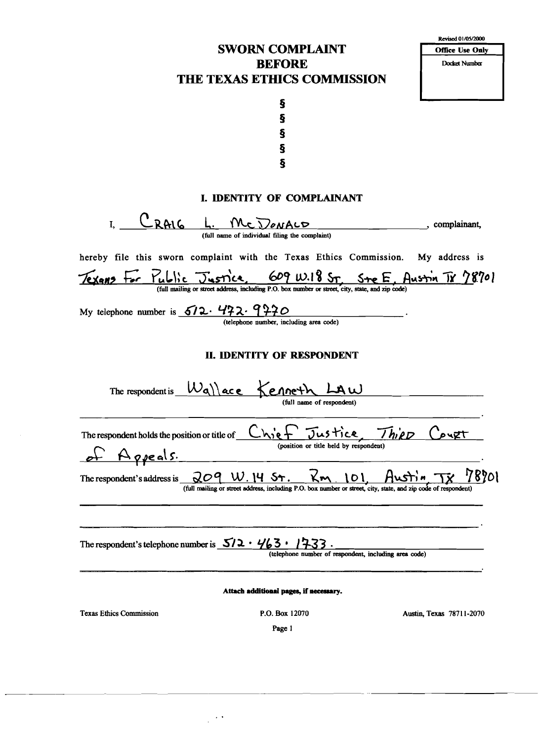Revised 01/05/2000

| Office Use Only |
|---|
| Docket Number |

# SWORN COMPLAINT BEFORE THE TEXAS ETHICS COMMISSION

§
§
§
§
§

## I. IDENTITY OF COMPLAINANT

I, CRAIG L. McDONALD, complainant,
(full name of individual filing the complaint)

hereby file this sworn complaint with the Texas Ethics Commission. My address is Texans For Public Justice, 609 W.18 St, Ste E, Austin TX 78701
(full mailing or street address, including P.O. box number or street, city, state, and zip code)

My telephone number is 512.472.9770.
(telephone number, including area code)

## II. IDENTITY OF RESPONDENT

The respondent is Wallace Kenneth LAW.
(full name of respondent)

The respondent holds the position or title of Chief Justice, Third Court of Appeals.
(position or title held by respondent)

The respondent's address is 209 W. 14 St. Rm. 101, Austin, TX 78701
(full mailing or street address, including P.O. box number or street, city, state, and zip code of respondent)

The respondent's telephone number is 512 · 463 · 1733.
(telephone number of respondent, including area code)

**Attach additional pages, if necessary.**

Texas Ethics Commission P.O. Box 12070 Austin, Texas 78711-2070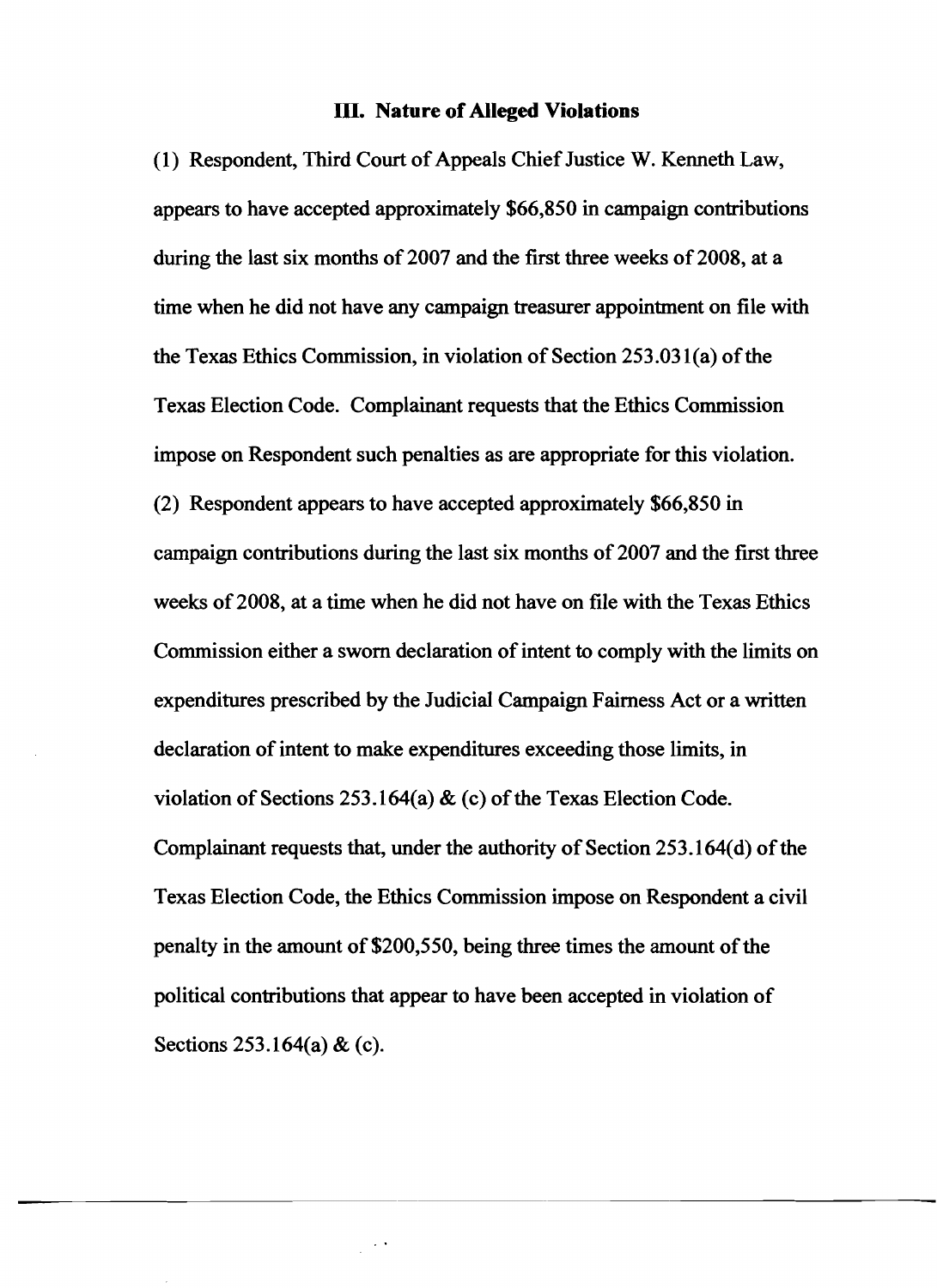## III. Nature of Alleged Violations

(1) Respondent, Third Court of Appeals Chief Justice W. Kenneth Law, appears to have accepted approximately $66,850 in campaign contributions during the last six months of 2007 and the first three weeks of 2008, at a time when he did not have any campaign treasurer appointment on file with the Texas Ethics Commission, in violation of Section 253.031(a) of the Texas Election Code. Complainant requests that the Ethics Commission impose on Respondent such penalties as are appropriate for this violation.

(2) Respondent appears to have accepted approximately $66,850 in campaign contributions during the last six months of 2007 and the first three weeks of 2008, at a time when he did not have on file with the Texas Ethics Commission either a sworn declaration of intent to comply with the limits on expenditures prescribed by the Judicial Campaign Fairness Act or a written declaration of intent to make expenditures exceeding those limits, in violation of Sections 253.164(a) & (c) of the Texas Election Code. Complainant requests that, under the authority of Section 253.164(d) of the Texas Election Code, the Ethics Commission impose on Respondent a civil penalty in the amount of $200,550, being three times the amount of the political contributions that appear to have been accepted in violation of Sections 253.164(a) & (c).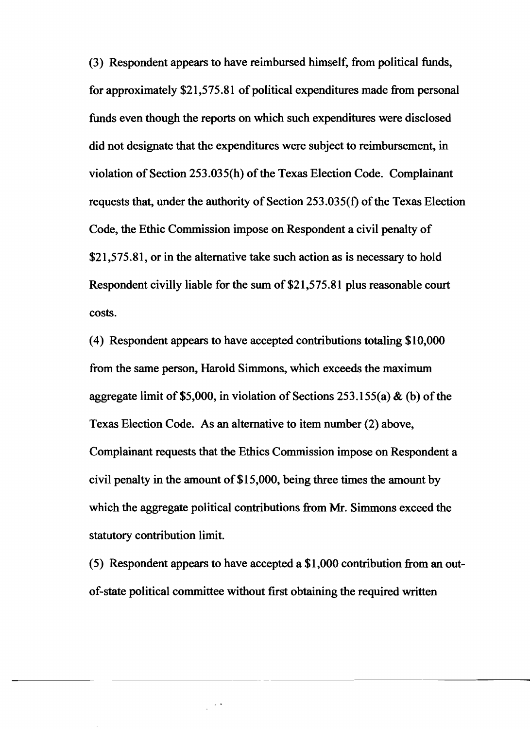(3) Respondent appears to have reimbursed himself, from political funds, for approximately $21,575.81 of political expenditures made from personal funds even though the reports on which such expenditures were disclosed did not designate that the expenditures were subject to reimbursement, in violation of Section 253.035(h) of the Texas Election Code. Complainant requests that, under the authority of Section 253.035(f) of the Texas Election Code, the Ethic Commission impose on Respondent a civil penalty of $21,575.81, or in the alternative take such action as is necessary to hold Respondent civilly liable for the sum of $21,575.81 plus reasonable court costs.

(4) Respondent appears to have accepted contributions totaling $10,000 from the same person, Harold Simmons, which exceeds the maximum aggregate limit of $5,000, in violation of Sections 253.155(a) & (b) of the Texas Election Code. As an alternative to item number (2) above, Complainant requests that the Ethics Commission impose on Respondent a civil penalty in the amount of $15,000, being three times the amount by which the aggregate political contributions from Mr. Simmons exceed the statutory contribution limit.

(5) Respondent appears to have accepted a $1,000 contribution from an out-of-state political committee without first obtaining the required written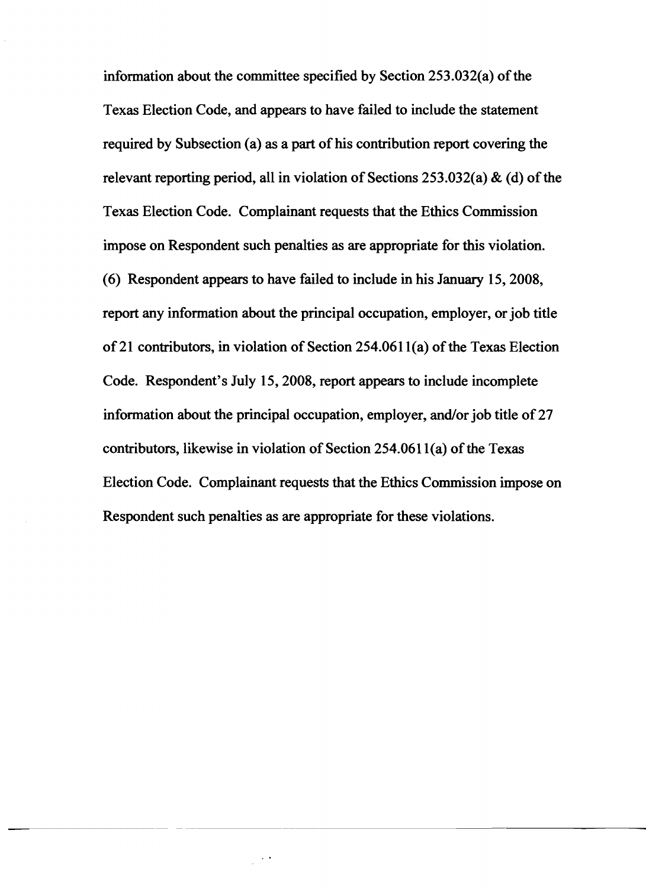information about the committee specified by Section 253.032(a) of the Texas Election Code, and appears to have failed to include the statement required by Subsection (a) as a part of his contribution report covering the relevant reporting period, all in violation of Sections 253.032(a) & (d) of the Texas Election Code. Complainant requests that the Ethics Commission impose on Respondent such penalties as are appropriate for this violation.

(6) Respondent appears to have failed to include in his January 15, 2008, report any information about the principal occupation, employer, or job title of 21 contributors, in violation of Section 254.0611(a) of the Texas Election Code. Respondent's July 15, 2008, report appears to include incomplete information about the principal occupation, employer, and/or job title of 27 contributors, likewise in violation of Section 254.0611(a) of the Texas Election Code. Complainant requests that the Ethics Commission impose on Respondent such penalties as are appropriate for these violations.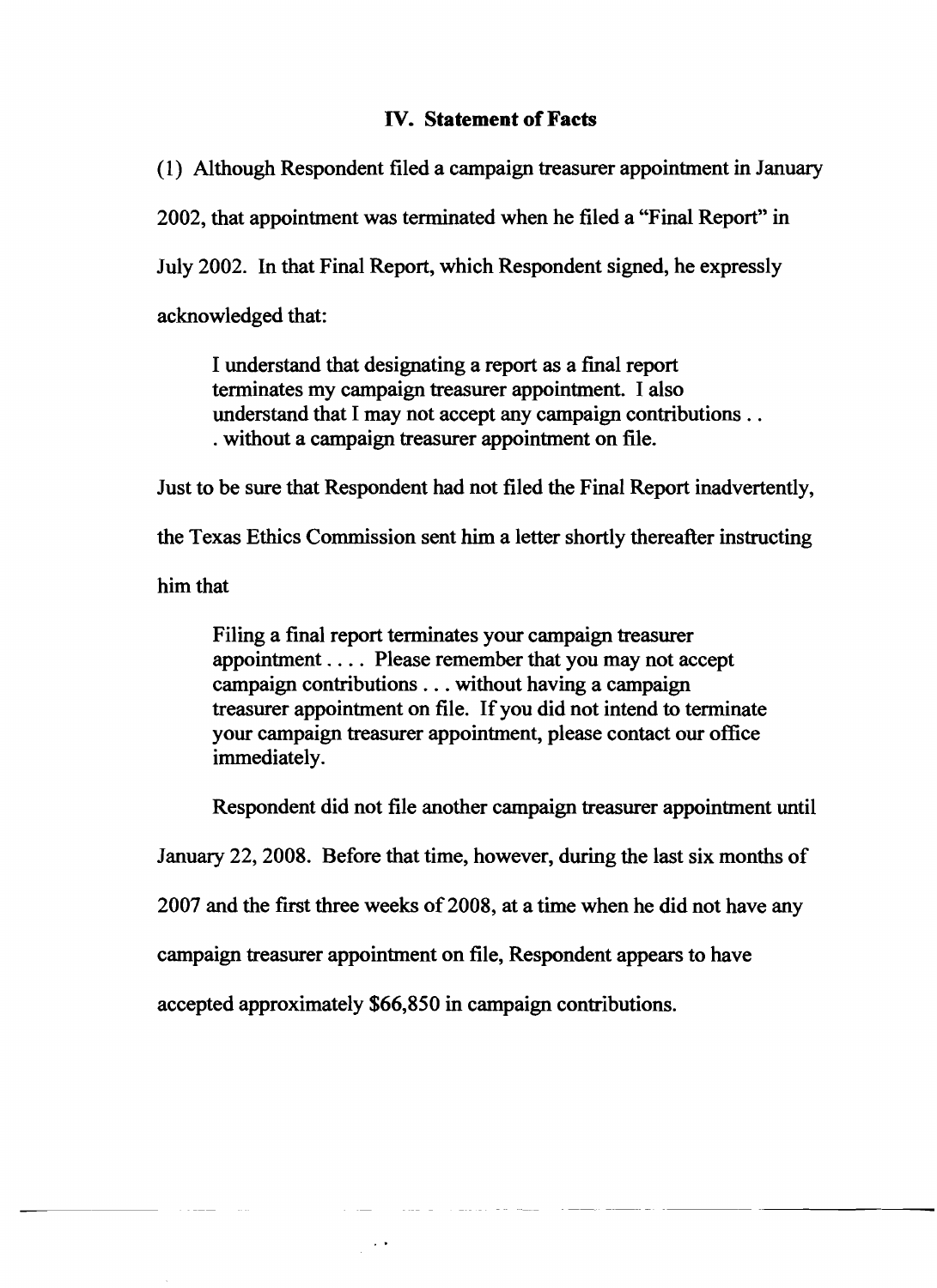## IV. Statement of Facts

(1) Although Respondent filed a campaign treasurer appointment in January 2002, that appointment was terminated when he filed a "Final Report" in July 2002. In that Final Report, which Respondent signed, he expressly acknowledged that:

> I understand that designating a report as a final report terminates my campaign treasurer appointment. I also understand that I may not accept any campaign contributions . . . without a campaign treasurer appointment on file.

Just to be sure that Respondent had not filed the Final Report inadvertently, the Texas Ethics Commission sent him a letter shortly thereafter instructing him that

> Filing a final report terminates your campaign treasurer appointment . . . . Please remember that you may not accept campaign contributions . . . without having a campaign treasurer appointment on file. If you did not intend to terminate your campaign treasurer appointment, please contact our office immediately.

Respondent did not file another campaign treasurer appointment until January 22, 2008. Before that time, however, during the last six months of 2007 and the first three weeks of 2008, at a time when he did not have any campaign treasurer appointment on file, Respondent appears to have accepted approximately $66,850 in campaign contributions.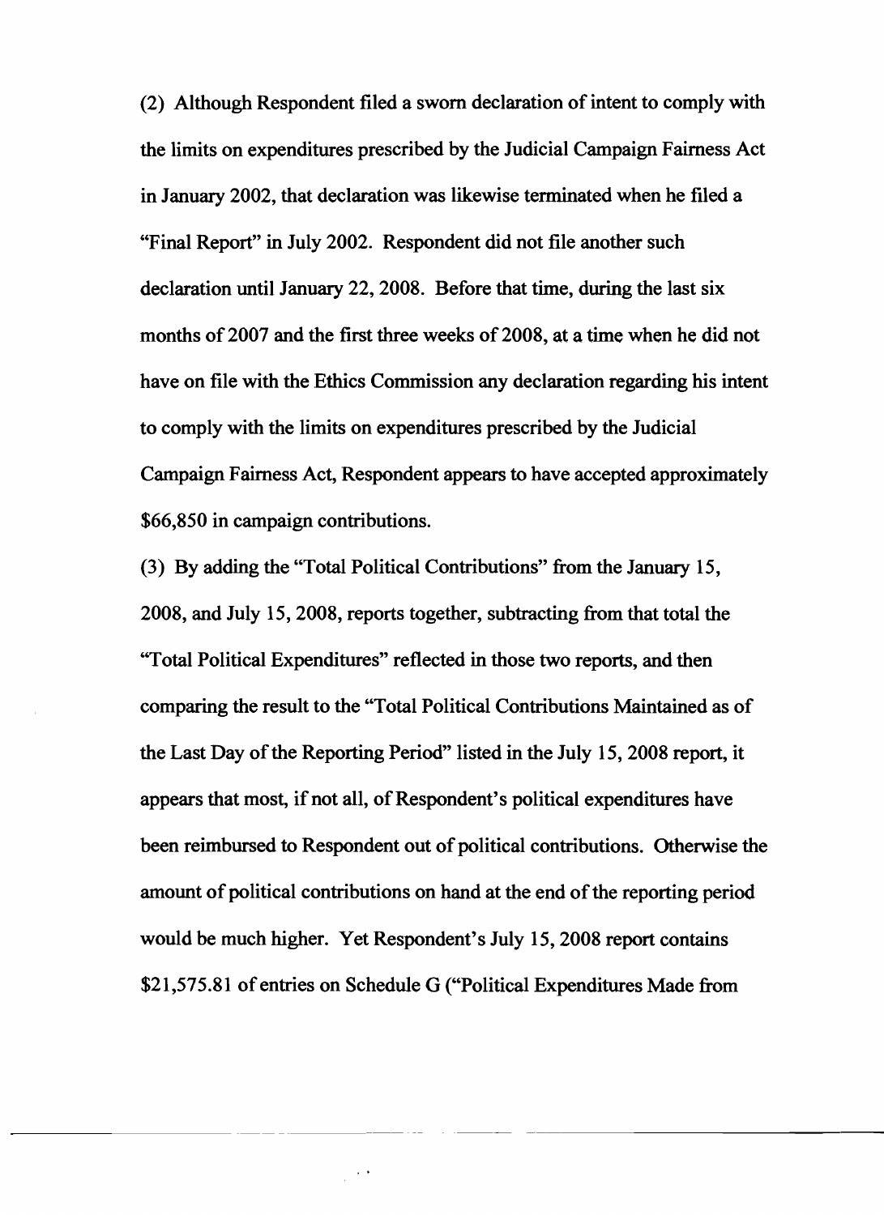(2) Although Respondent filed a sworn declaration of intent to comply with the limits on expenditures prescribed by the Judicial Campaign Fairness Act in January 2002, that declaration was likewise terminated when he filed a "Final Report" in July 2002. Respondent did not file another such declaration until January 22, 2008. Before that time, during the last six months of 2007 and the first three weeks of 2008, at a time when he did not have on file with the Ethics Commission any declaration regarding his intent to comply with the limits on expenditures prescribed by the Judicial Campaign Fairness Act, Respondent appears to have accepted approximately $66,850 in campaign contributions.

(3) By adding the "Total Political Contributions" from the January 15, 2008, and July 15, 2008, reports together, subtracting from that total the "Total Political Expenditures" reflected in those two reports, and then comparing the result to the "Total Political Contributions Maintained as of the Last Day of the Reporting Period" listed in the July 15, 2008 report, it appears that most, if not all, of Respondent's political expenditures have been reimbursed to Respondent out of political contributions. Otherwise the amount of political contributions on hand at the end of the reporting period would be much higher. Yet Respondent's July 15, 2008 report contains $21,575.81 of entries on Schedule G ("Political Expenditures Made from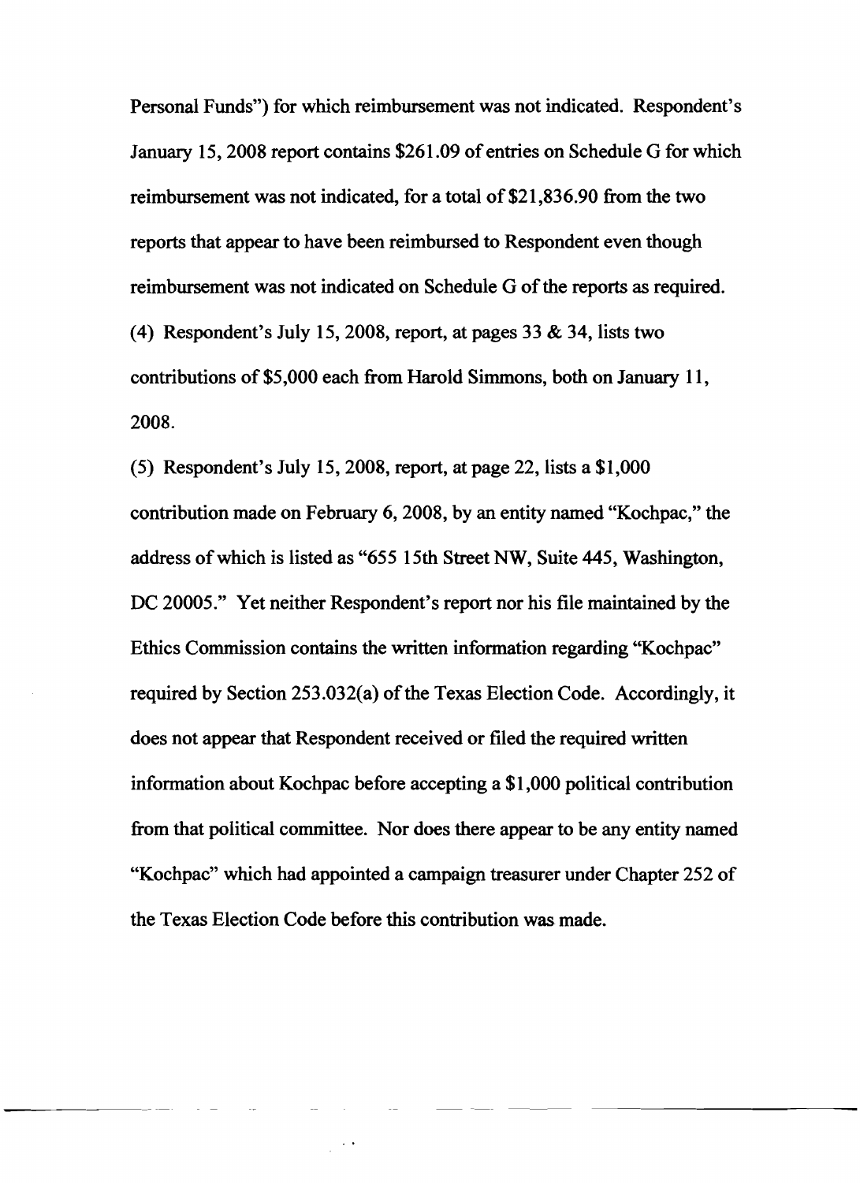Personal Funds") for which reimbursement was not indicated. Respondent's January 15, 2008 report contains $261.09 of entries on Schedule G for which reimbursement was not indicated, for a total of $21,836.90 from the two reports that appear to have been reimbursed to Respondent even though reimbursement was not indicated on Schedule G of the reports as required.

(4) Respondent's July 15, 2008, report, at pages 33 & 34, lists two contributions of $5,000 each from Harold Simmons, both on January 11, 2008.

(5) Respondent's July 15, 2008, report, at page 22, lists a $1,000 contribution made on February 6, 2008, by an entity named "Kochpac," the address of which is listed as "655 15th Street NW, Suite 445, Washington, DC 20005." Yet neither Respondent's report nor his file maintained by the Ethics Commission contains the written information regarding "Kochpac" required by Section 253.032(a) of the Texas Election Code. Accordingly, it does not appear that Respondent received or filed the required written information about Kochpac before accepting a $1,000 political contribution from that political committee. Nor does there appear to be any entity named "Kochpac" which had appointed a campaign treasurer under Chapter 252 of the Texas Election Code before this contribution was made.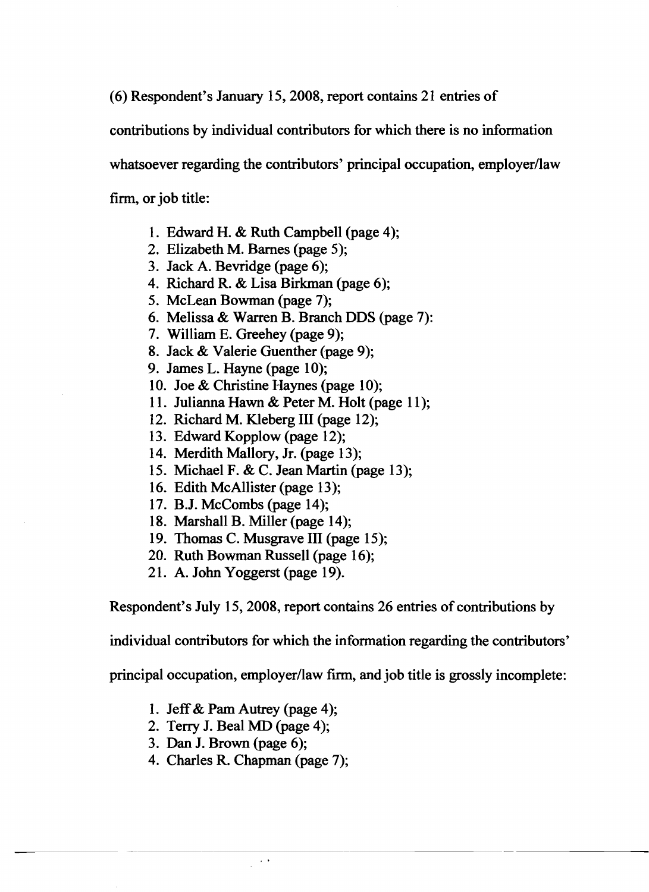(6) Respondent's January 15, 2008, report contains 21 entries of contributions by individual contributors for which there is no information whatsoever regarding the contributors' principal occupation, employer/law firm, or job title:

1. Edward H. & Ruth Campbell (page 4);
2. Elizabeth M. Barnes (page 5);
3. Jack A. Bevridge (page 6);
4. Richard R. & Lisa Birkman (page 6);
5. McLean Bowman (page 7);
6. Melissa & Warren B. Branch DDS (page 7):
7. William E. Greehey (page 9);
8. Jack & Valerie Guenther (page 9);
9. James L. Hayne (page 10);
10. Joe & Christine Haynes (page 10);
11. Julianna Hawn & Peter M. Holt (page 11);
12. Richard M. Kleberg III (page 12);
13. Edward Kopplow (page 12);
14. Merdith Mallory, Jr. (page 13);
15. Michael F. & C. Jean Martin (page 13);
16. Edith McAllister (page 13);
17. B.J. McCombs (page 14);
18. Marshall B. Miller (page 14);
19. Thomas C. Musgrave III (page 15);
20. Ruth Bowman Russell (page 16);
21. A. John Yoggerst (page 19).

Respondent's July 15, 2008, report contains 26 entries of contributions by individual contributors for which the information regarding the contributors' principal occupation, employer/law firm, and job title is grossly incomplete:

1. Jeff & Pam Autrey (page 4);
2. Terry J. Beal MD (page 4);
3. Dan J. Brown (page 6);
4. Charles R. Chapman (page 7);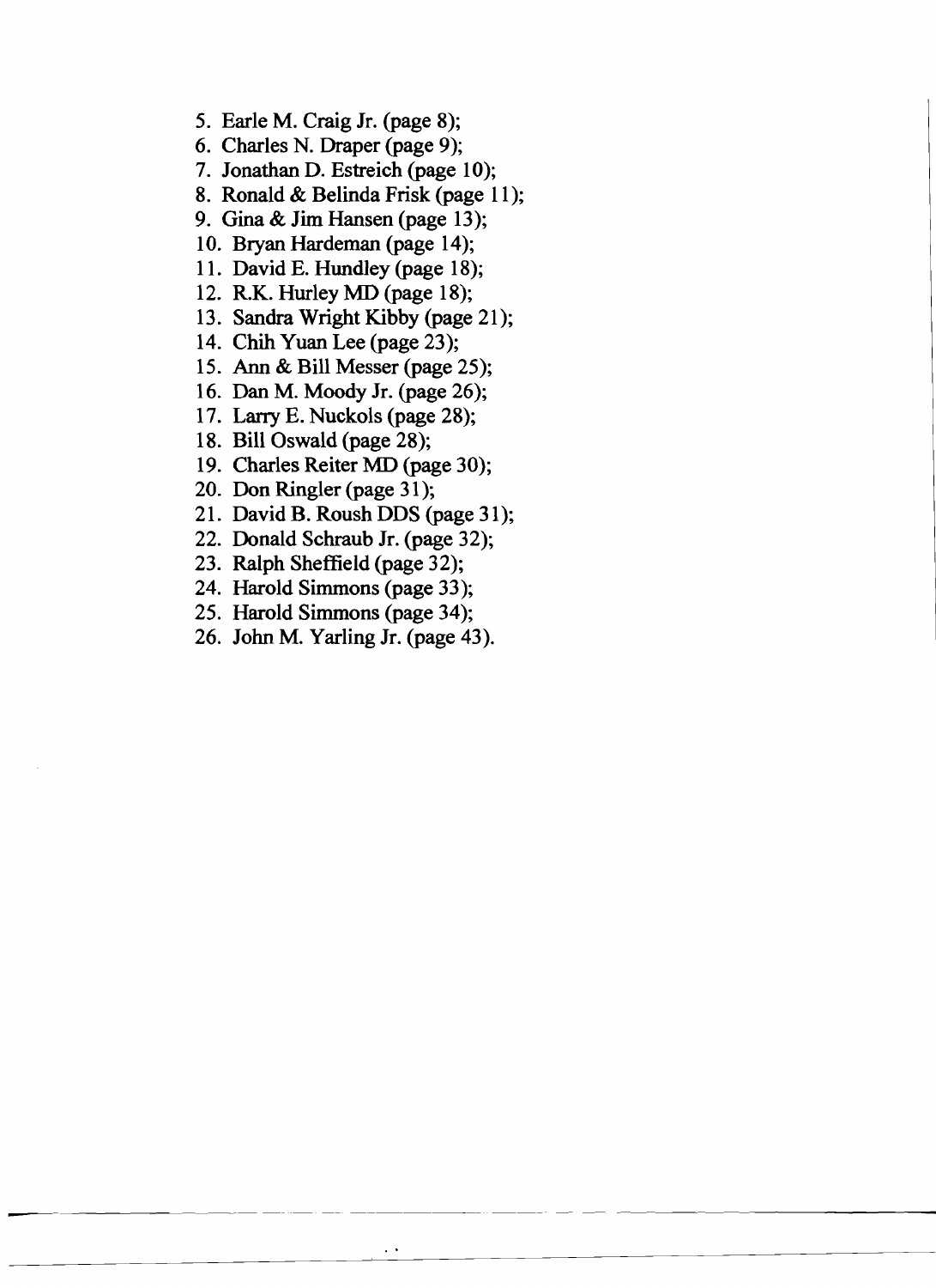5. Earle M. Craig Jr. (page 8);
6. Charles N. Draper (page 9);
7. Jonathan D. Estreich (page 10);
8. Ronald & Belinda Frisk (page 11);
9. Gina & Jim Hansen (page 13);
10. Bryan Hardeman (page 14);
11. David E. Hundley (page 18);
12. R.K. Hurley MD (page 18);
13. Sandra Wright Kibby (page 21);
14. Chih Yuan Lee (page 23);
15. Ann & Bill Messer (page 25);
16. Dan M. Moody Jr. (page 26);
17. Larry E. Nuckols (page 28);
18. Bill Oswald (page 28);
19. Charles Reiter MD (page 30);
20. Don Ringler (page 31);
21. David B. Roush DDS (page 31);
22. Donald Schraub Jr. (page 32);
23. Ralph Sheffield (page 32);
24. Harold Simmons (page 33);
25. Harold Simmons (page 34);
26. John M. Yarling Jr. (page 43).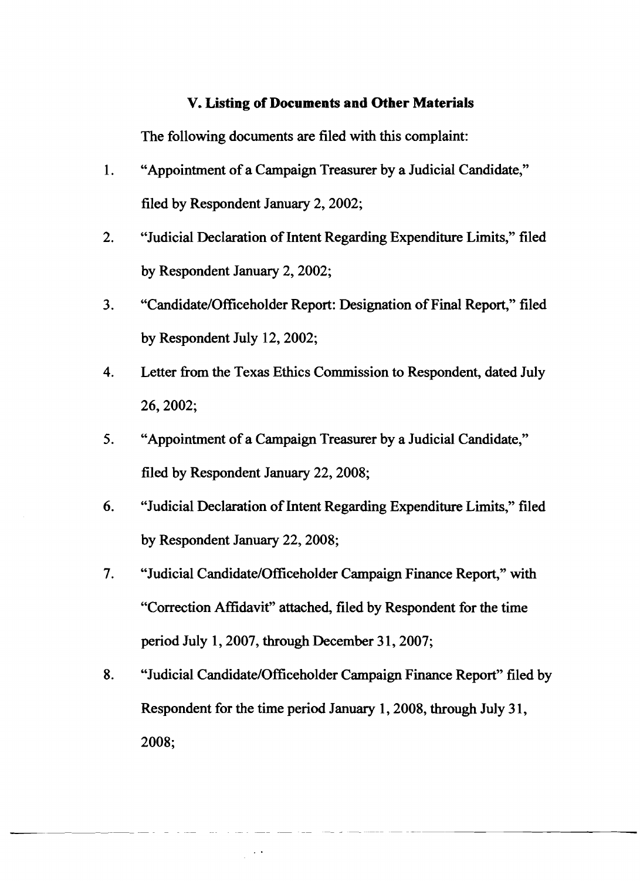### V. Listing of Documents and Other Materials

The following documents are filed with this complaint:

1. "Appointment of a Campaign Treasurer by a Judicial Candidate," filed by Respondent January 2, 2002;
2. "Judicial Declaration of Intent Regarding Expenditure Limits," filed by Respondent January 2, 2002;
3. "Candidate/Officeholder Report: Designation of Final Report," filed by Respondent July 12, 2002;
4. Letter from the Texas Ethics Commission to Respondent, dated July 26, 2002;
5. "Appointment of a Campaign Treasurer by a Judicial Candidate," filed by Respondent January 22, 2008;
6. "Judicial Declaration of Intent Regarding Expenditure Limits," filed by Respondent January 22, 2008;
7. "Judicial Candidate/Officeholder Campaign Finance Report," with "Correction Affidavit" attached, filed by Respondent for the time period July 1, 2007, through December 31, 2007;
8. "Judicial Candidate/Officeholder Campaign Finance Report" filed by Respondent for the time period January 1, 2008, through July 31, 2008;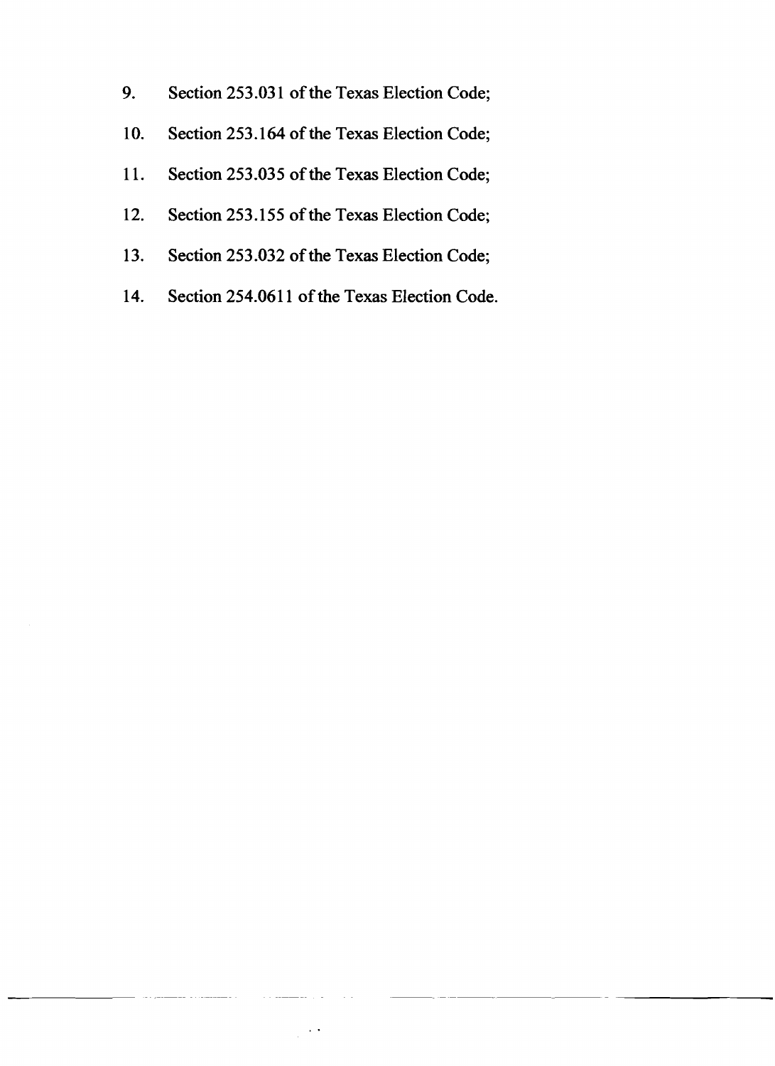9. Section 253.031 of the Texas Election Code;

10. Section 253.164 of the Texas Election Code;

11. Section 253.035 of the Texas Election Code;

12. Section 253.155 of the Texas Election Code;

13. Section 253.032 of the Texas Election Code;

14. Section 254.0611 of the Texas Election Code.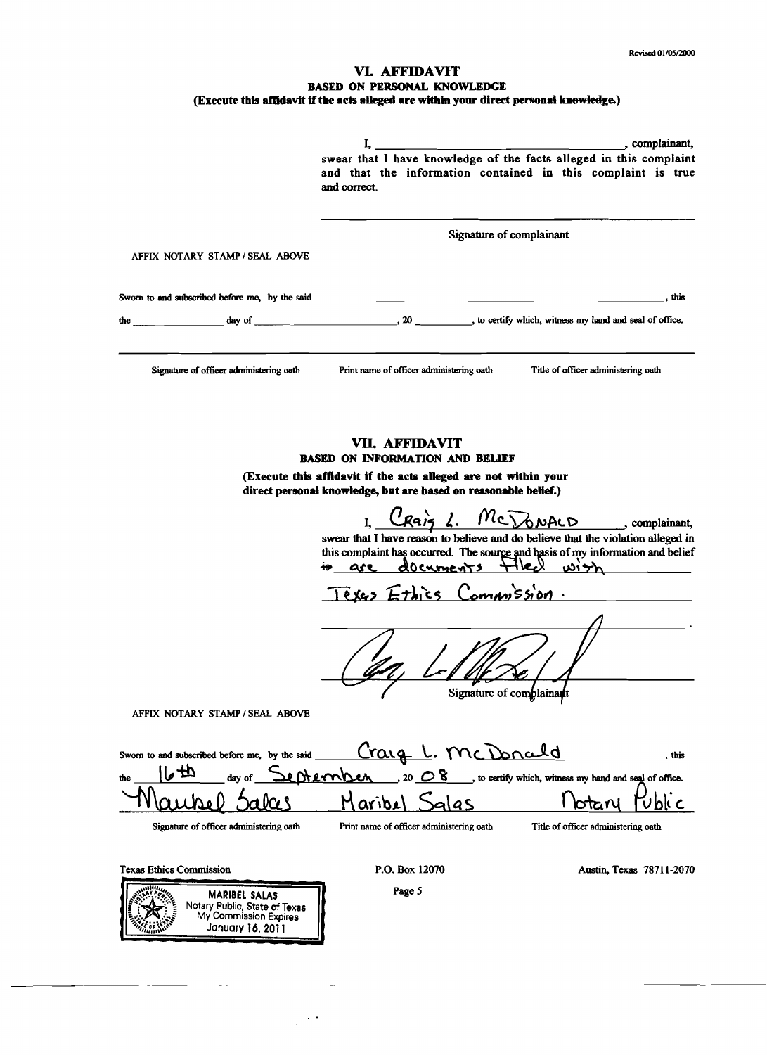Revised 01/05/2000

# VI. AFFIDAVIT

## BASED ON PERSONAL KNOWLEDGE

**(Execute this affidavit if the acts alleged are within your direct personal knowledge.)**

I, ______________________________, complainant, swear that I have knowledge of the facts alleged in this complaint and that the information contained in this complaint is true and correct.

______________________________
Signature of complainant

AFFIX NOTARY STAMP / SEAL ABOVE

Sworn to and subscribed before me, by the said ______________________________, this the __________ day of ______________, 20 ______, to certify which, witness my hand and seal of office.

| Signature of officer administering oath | Print name of officer administering oath | Title of officer administering oath |
|---|---|---|
| | | |

# VII. AFFIDAVIT

## BASED ON INFORMATION AND BELIEF

**(Execute this affidavit if the acts alleged are not within your direct personal knowledge, but are based on reasonable belief.)**

I, Craig L. McDonald, complainant, swear that I have reason to believe and do believe that the violation alleged in this complaint has occurred. The source and basis of my information and belief ~~is~~ are documents filed with Texas Ethics Commission.

[Signature]
Signature of complainant

AFFIX NOTARY STAMP / SEAL ABOVE

Sworn to and subscribed before me, by the said Craig L. McDonald, this the 16th day of September, 20 08, to certify which, witness my hand and seal of office.

| Signature of officer administering oath | Print name of officer administering oath | Title of officer administering oath |
|---|---|---|
| Maribel Salas | Maribel Salas | Notary Public |

MARIBEL SALAS
Notary Public, State of Texas
My Commission Expires
January 16, 2011

Texas Ethics Commission P.O. Box 12070 Austin, Texas 78711-2070